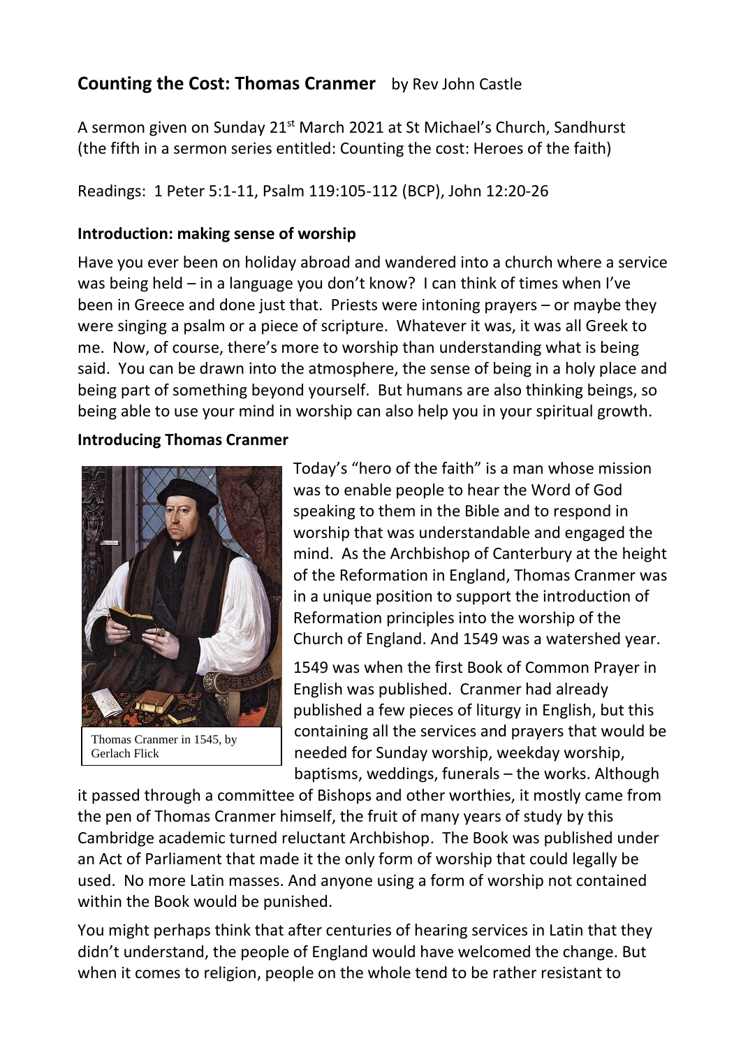## **Counting the Cost: Thomas Cranmer** by Rev John Castle

A sermon given on Sunday 21st March 2021 at St Michael's Church, Sandhurst (the fifth in a sermon series entitled: Counting the cost: Heroes of the faith)

Readings: 1 Peter 5:1-11, Psalm 119:105-112 (BCP), John 12:20-26

### **Introduction: making sense of worship**

Have you ever been on holiday abroad and wandered into a church where a service was being held – in a language you don't know? I can think of times when I've been in Greece and done just that. Priests were intoning prayers – or maybe they were singing a psalm or a piece of scripture. Whatever it was, it was all Greek to me. Now, of course, there's more to worship than understanding what is being said. You can be drawn into the atmosphere, the sense of being in a holy place and being part of something beyond yourself. But humans are also thinking beings, so being able to use your mind in worship can also help you in your spiritual growth.

### **Introducing Thomas Cranmer**

Thomas Cranmer in 1545, by Gerlach Flick

Today's "hero of the faith" is a man whose mission was to enable people to hear the Word of God speaking to them in the Bible and to respond in worship that was understandable and engaged the mind. As the Archbishop of Canterbury at the height of the Reformation in England, Thomas Cranmer was in a unique position to support the introduction of Reformation principles into the worship of the Church of England. And 1549 was a watershed year.

1549 was when the first Book of Common Prayer in English was published. Cranmer had already published a few pieces of liturgy in English, but this containing all the services and prayers that would be needed for Sunday worship, weekday worship, baptisms, weddings, funerals – the works. Although it passed through a committee of Bishops and other worthies, it mostly came from the pen of Thomas Cranmer himself, the fruit of many years of study by this Cambridge academic turned reluctant Archbishop. The Book was published under an Act of Parliament that made it the only form of worship that could legally be used. No more Latin masses. And anyone using a form of worship not contained within the Book would be punished.

You might perhaps think that after centuries of hearing services in Latin that they didn't understand, the people of England would have welcomed the change. But when it comes to religion, people on the whole tend to be rather resistant to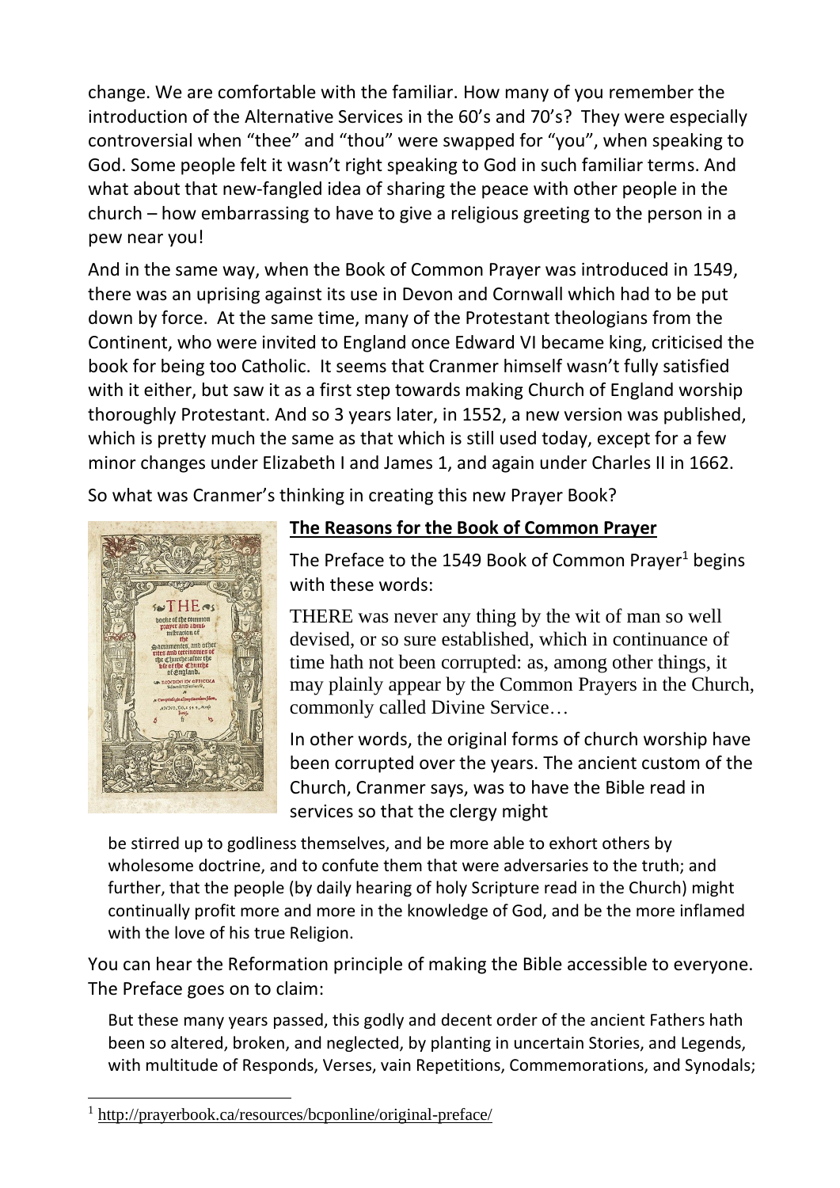change. We are comfortable with the familiar. How many of you remember the introduction of the Alternative Services in the 60's and 70's? They were especially controversial when "thee" and "thou" were swapped for "you", when speaking to God. Some people felt it wasn't right speaking to God in such familiar terms. And what about that new-fangled idea of sharing the peace with other people in the church – how embarrassing to have to give a religious greeting to the person in a pew near you!

And in the same way, when the Book of Common Prayer was introduced in 1549, there was an uprising against its use in Devon and Cornwall which had to be put down by force. At the same time, many of the Protestant theologians from the Continent, who were invited to England once Edward VI became king, criticised the book for being too Catholic. It seems that Cranmer himself wasn't fully satisfied with it either, but saw it as a first step towards making Church of England worship thoroughly Protestant. And so 3 years later, in 1552, a new version was published, which is pretty much the same as that which is still used today, except for a few minor changes under Elizabeth I and James 1, and again under Charles II in 1662.

So what was Cranmer's thinking in creating this new Prayer Book?

## The Reasons for the Book of Common Prayer

The Preface to the 1549 Book of Common Prayer[1] begins with these words:

> THERE was never any thing by the wit of man so well devised, or so sure established, which in continuance of time hath not been corrupted: as, among other things, it may plainly appear by the Common Prayers in the Church, commonly called Divine Service…

In other words, the original forms of church worship have been corrupted over the years. The ancient custom of the Church, Cranmer says, was to have the Bible read in services so that the clergy might

> be stirred up to godliness themselves, and be more able to exhort others by wholesome doctrine, and to confute them that were adversaries to the truth; and further, that the people (by daily hearing of holy Scripture read in the Church) might continually profit more and more in the knowledge of God, and be the more inflamed with the love of his true Religion.

You can hear the Reformation principle of making the Bible accessible to everyone. The Preface goes on to claim:

> But these many years passed, this godly and decent order of the ancient Fathers hath been so altered, broken, and neglected, by planting in uncertain Stories, and Legends, with multitude of Responds, Verses, vain Repetitions, Commemorations, and Synodals;

[1] http://prayerbook.ca/resources/bcponline/original-preface/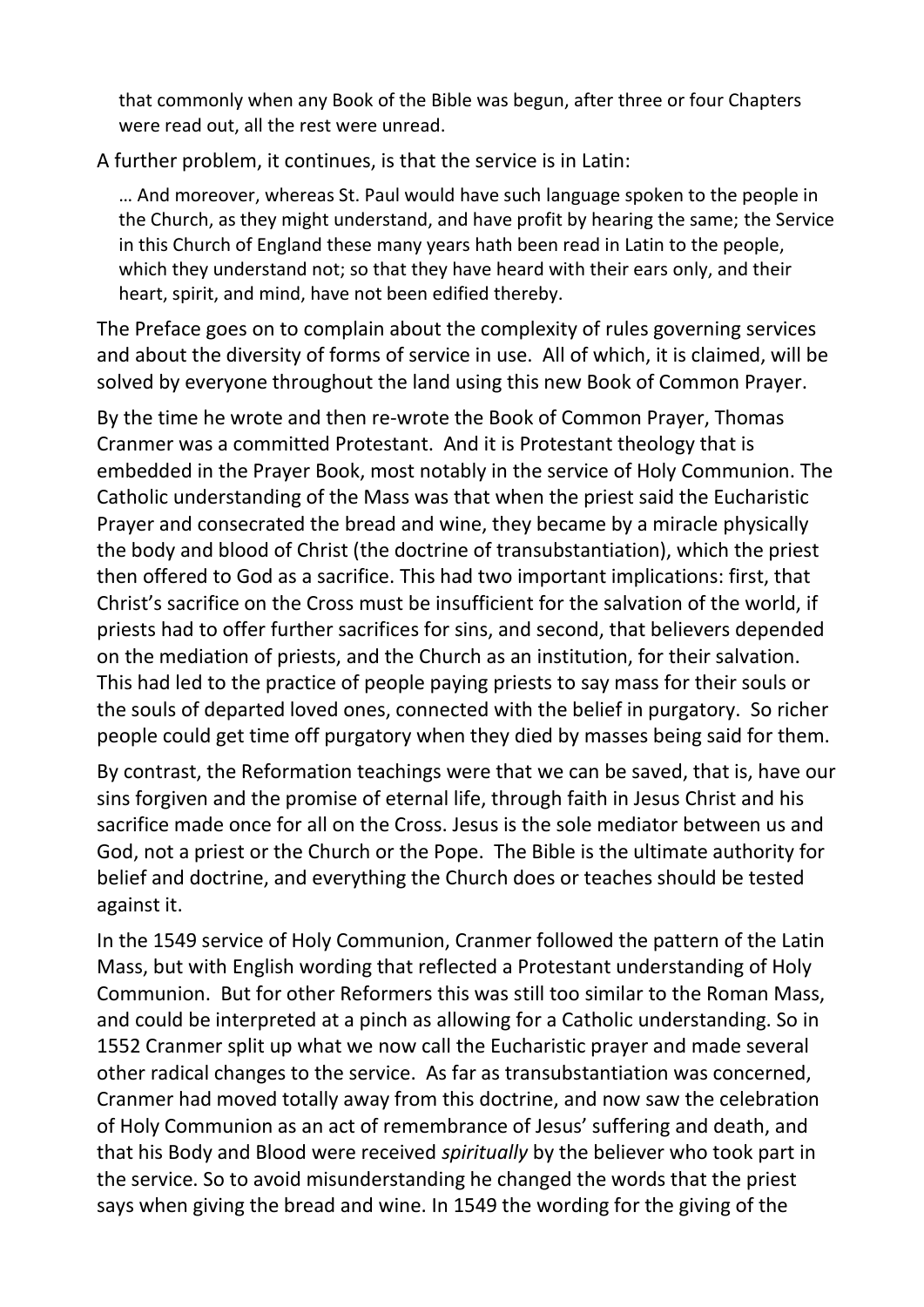> that commonly when any Book of the Bible was begun, after three or four Chapters were read out, all the rest were unread.

A further problem, it continues, is that the service is in Latin:

> … And moreover, whereas St. Paul would have such language spoken to the people in the Church, as they might understand, and have profit by hearing the same; the Service in this Church of England these many years hath been read in Latin to the people, which they understand not; so that they have heard with their ears only, and their heart, spirit, and mind, have not been edified thereby.

The Preface goes on to complain about the complexity of rules governing services and about the diversity of forms of service in use. All of which, it is claimed, will be solved by everyone throughout the land using this new Book of Common Prayer.

By the time he wrote and then re-wrote the Book of Common Prayer, Thomas Cranmer was a committed Protestant. And it is Protestant theology that is embedded in the Prayer Book, most notably in the service of Holy Communion. The Catholic understanding of the Mass was that when the priest said the Eucharistic Prayer and consecrated the bread and wine, they became by a miracle physically the body and blood of Christ (the doctrine of transubstantiation), which the priest then offered to God as a sacrifice. This had two important implications: first, that Christ's sacrifice on the Cross must be insufficient for the salvation of the world, if priests had to offer further sacrifices for sins, and second, that believers depended on the mediation of priests, and the Church as an institution, for their salvation. This had led to the practice of people paying priests to say mass for their souls or the souls of departed loved ones, connected with the belief in purgatory. So richer people could get time off purgatory when they died by masses being said for them.

By contrast, the Reformation teachings were that we can be saved, that is, have our sins forgiven and the promise of eternal life, through faith in Jesus Christ and his sacrifice made once for all on the Cross. Jesus is the sole mediator between us and God, not a priest or the Church or the Pope. The Bible is the ultimate authority for belief and doctrine, and everything the Church does or teaches should be tested against it.

In the 1549 service of Holy Communion, Cranmer followed the pattern of the Latin Mass, but with English wording that reflected a Protestant understanding of Holy Communion. But for other Reformers this was still too similar to the Roman Mass, and could be interpreted at a pinch as allowing for a Catholic understanding. So in 1552 Cranmer split up what we now call the Eucharistic prayer and made several other radical changes to the service. As far as transubstantiation was concerned, Cranmer had moved totally away from this doctrine, and now saw the celebration of Holy Communion as an act of remembrance of Jesus' suffering and death, and that his Body and Blood were received *spiritually* by the believer who took part in the service. So to avoid misunderstanding he changed the words that the priest says when giving the bread and wine. In 1549 the wording for the giving of the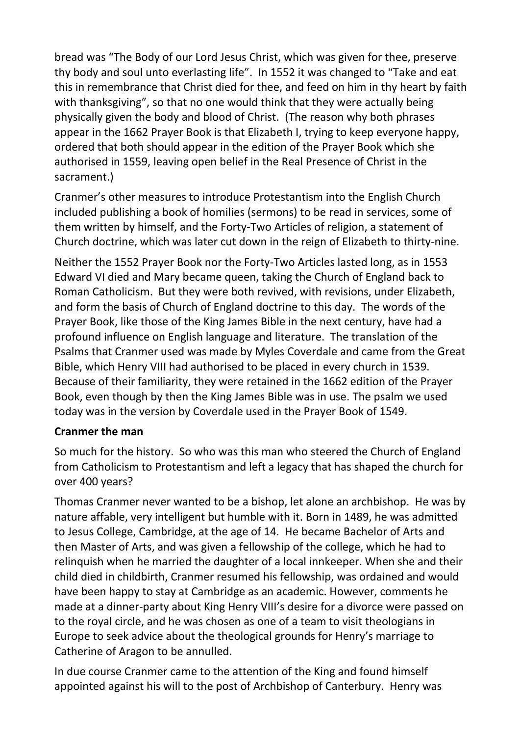bread was "The Body of our Lord Jesus Christ, which was given for thee, preserve thy body and soul unto everlasting life". In 1552 it was changed to "Take and eat this in remembrance that Christ died for thee, and feed on him in thy heart by faith with thanksgiving", so that no one would think that they were actually being physically given the body and blood of Christ. (The reason why both phrases appear in the 1662 Prayer Book is that Elizabeth I, trying to keep everyone happy, ordered that both should appear in the edition of the Prayer Book which she authorised in 1559, leaving open belief in the Real Presence of Christ in the sacrament.)

Cranmer's other measures to introduce Protestantism into the English Church included publishing a book of homilies (sermons) to be read in services, some of them written by himself, and the Forty-Two Articles of religion, a statement of Church doctrine, which was later cut down in the reign of Elizabeth to thirty-nine.

Neither the 1552 Prayer Book nor the Forty-Two Articles lasted long, as in 1553 Edward VI died and Mary became queen, taking the Church of England back to Roman Catholicism. But they were both revived, with revisions, under Elizabeth, and form the basis of Church of England doctrine to this day. The words of the Prayer Book, like those of the King James Bible in the next century, have had a profound influence on English language and literature. The translation of the Psalms that Cranmer used was made by Myles Coverdale and came from the Great Bible, which Henry VIII had authorised to be placed in every church in 1539. Because of their familiarity, they were retained in the 1662 edition of the Prayer Book, even though by then the King James Bible was in use. The psalm we used today was in the version by Coverdale used in the Prayer Book of 1549.

**Cranmer the man**

So much for the history. So who was this man who steered the Church of England from Catholicism to Protestantism and left a legacy that has shaped the church for over 400 years?

Thomas Cranmer never wanted to be a bishop, let alone an archbishop. He was by nature affable, very intelligent but humble with it. Born in 1489, he was admitted to Jesus College, Cambridge, at the age of 14. He became Bachelor of Arts and then Master of Arts, and was given a fellowship of the college, which he had to relinquish when he married the daughter of a local innkeeper. When she and their child died in childbirth, Cranmer resumed his fellowship, was ordained and would have been happy to stay at Cambridge as an academic. However, comments he made at a dinner-party about King Henry VIII's desire for a divorce were passed on to the royal circle, and he was chosen as one of a team to visit theologians in Europe to seek advice about the theological grounds for Henry's marriage to Catherine of Aragon to be annulled.

In due course Cranmer came to the attention of the King and found himself appointed against his will to the post of Archbishop of Canterbury. Henry was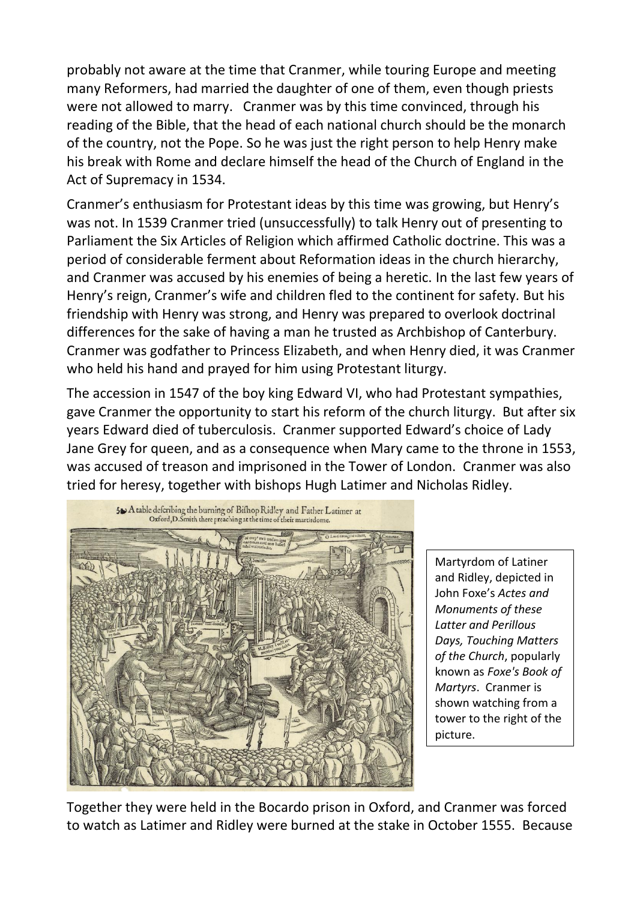probably not aware at the time that Cranmer, while touring Europe and meeting many Reformers, had married the daughter of one of them, even though priests were not allowed to marry. Cranmer was by this time convinced, through his reading of the Bible, that the head of each national church should be the monarch of the country, not the Pope. So he was just the right person to help Henry make his break with Rome and declare himself the head of the Church of England in the Act of Supremacy in 1534.

Cranmer's enthusiasm for Protestant ideas by this time was growing, but Henry's was not. In 1539 Cranmer tried (unsuccessfully) to talk Henry out of presenting to Parliament the Six Articles of Religion which affirmed Catholic doctrine. This was a period of considerable ferment about Reformation ideas in the church hierarchy, and Cranmer was accused by his enemies of being a heretic. In the last few years of Henry's reign, Cranmer's wife and children fled to the continent for safety. But his friendship with Henry was strong, and Henry was prepared to overlook doctrinal differences for the sake of having a man he trusted as Archbishop of Canterbury. Cranmer was godfather to Princess Elizabeth, and when Henry died, it was Cranmer who held his hand and prayed for him using Protestant liturgy.

The accession in 1547 of the boy king Edward VI, who had Protestant sympathies, gave Cranmer the opportunity to start his reform of the church liturgy. But after six years Edward died of tuberculosis. Cranmer supported Edward's choice of Lady Jane Grey for queen, and as a consequence when Mary came to the throne in 1553, was accused of treason and imprisoned in the Tower of London. Cranmer was also tried for heresy, together with bishops Hugh Latimer and Nicholas Ridley.

Martyrdom of Latiner and Ridley, depicted in John Foxe's *Actes and Monuments of these Latter and Perillous Days, Touching Matters of the Church*, popularly known as *Foxe's Book of Martyrs*. Cranmer is shown watching from a tower to the right of the picture.

Together they were held in the Bocardo prison in Oxford, and Cranmer was forced to watch as Latimer and Ridley were burned at the stake in October 1555. Because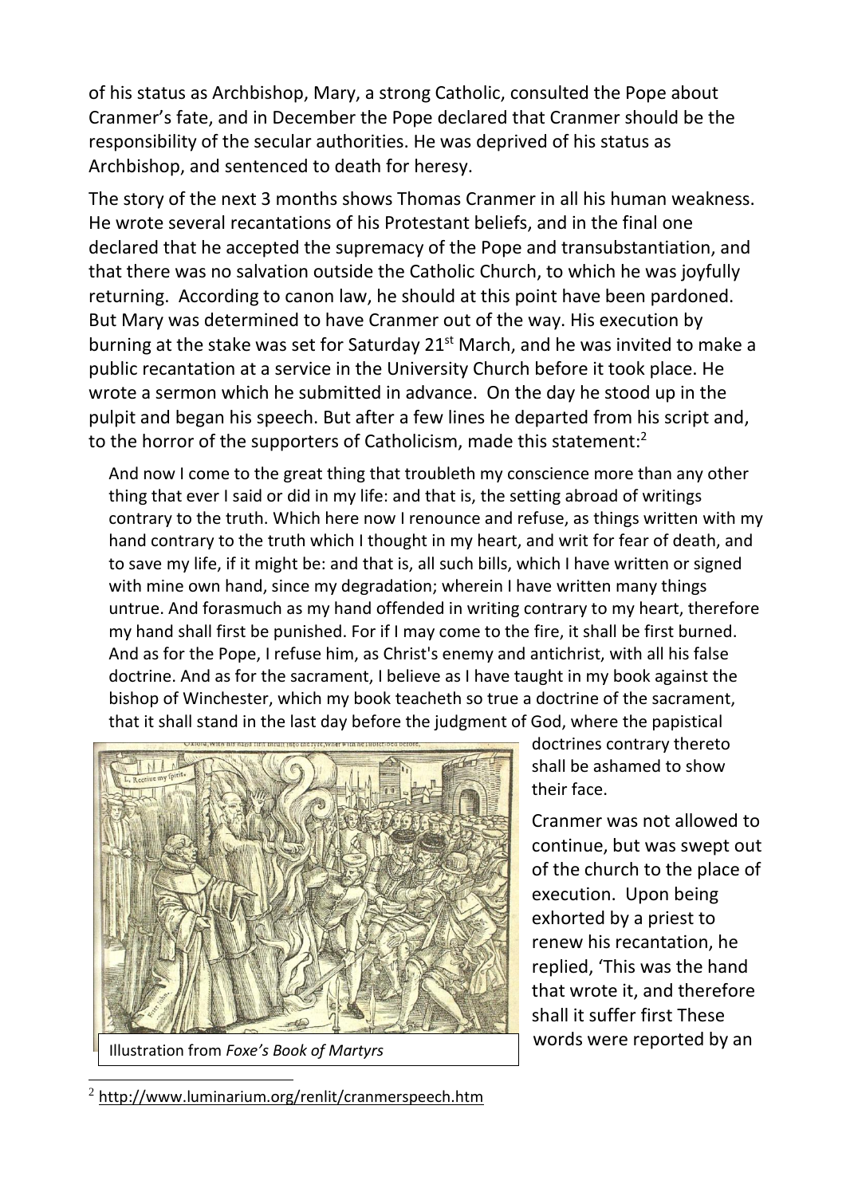of his status as Archbishop, Mary, a strong Catholic, consulted the Pope about Cranmer's fate, and in December the Pope declared that Cranmer should be the responsibility of the secular authorities. He was deprived of his status as Archbishop, and sentenced to death for heresy.

The story of the next 3 months shows Thomas Cranmer in all his human weakness. He wrote several recantations of his Protestant beliefs, and in the final one declared that he accepted the supremacy of the Pope and transubstantiation, and that there was no salvation outside the Catholic Church, to which he was joyfully returning. According to canon law, he should at this point have been pardoned. But Mary was determined to have Cranmer out of the way. His execution by burning at the stake was set for Saturday 21st March, and he was invited to make a public recantation at a service in the University Church before it took place. He wrote a sermon which he submitted in advance. On the day he stood up in the pulpit and began his speech. But after a few lines he departed from his script and, to the horror of the supporters of Catholicism, made this statement:[2]

> And now I come to the great thing that troubleth my conscience more than any other thing that ever I said or did in my life: and that is, the setting abroad of writings contrary to the truth. Which here now I renounce and refuse, as things written with my hand contrary to the truth which I thought in my heart, and writ for fear of death, and to save my life, if it might be: and that is, all such bills, which I have written or signed with mine own hand, since my degradation; wherein I have written many things untrue. And forasmuch as my hand offended in writing contrary to my heart, therefore my hand shall first be punished. For if I may come to the fire, it shall be first burned. And as for the Pope, I refuse him, as Christ's enemy and antichrist, with all his false doctrine. And as for the sacrament, I believe as I have taught in my book against the bishop of Winchester, which my book teacheth so true a doctrine of the sacrament, that it shall stand in the last day before the judgment of God, where the papistical doctrines contrary thereto shall be ashamed to show their face.

Illustration from *Foxe's Book of Martyrs*

Cranmer was not allowed to continue, but was swept out of the church to the place of execution. Upon being exhorted by a priest to renew his recantation, he replied, 'This was the hand that wrote it, and therefore shall it suffer first These words were reported by an

[2] http://www.luminarium.org/renlit/cranmerspeech.htm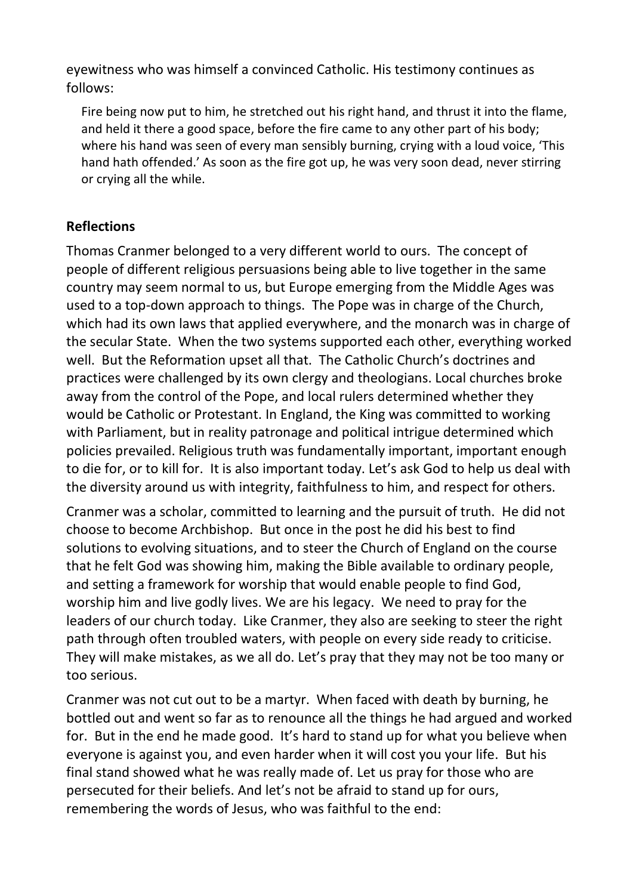eyewitness who was himself a convinced Catholic. His testimony continues as follows:

> Fire being now put to him, he stretched out his right hand, and thrust it into the flame, and held it there a good space, before the fire came to any other part of his body; where his hand was seen of every man sensibly burning, crying with a loud voice, 'This hand hath offended.' As soon as the fire got up, he was very soon dead, never stirring or crying all the while.

## Reflections

Thomas Cranmer belonged to a very different world to ours. The concept of people of different religious persuasions being able to live together in the same country may seem normal to us, but Europe emerging from the Middle Ages was used to a top-down approach to things. The Pope was in charge of the Church, which had its own laws that applied everywhere, and the monarch was in charge of the secular State. When the two systems supported each other, everything worked well. But the Reformation upset all that. The Catholic Church's doctrines and practices were challenged by its own clergy and theologians. Local churches broke away from the control of the Pope, and local rulers determined whether they would be Catholic or Protestant. In England, the King was committed to working with Parliament, but in reality patronage and political intrigue determined which policies prevailed. Religious truth was fundamentally important, important enough to die for, or to kill for. It is also important today. Let's ask God to help us deal with the diversity around us with integrity, faithfulness to him, and respect for others.

Cranmer was a scholar, committed to learning and the pursuit of truth. He did not choose to become Archbishop. But once in the post he did his best to find solutions to evolving situations, and to steer the Church of England on the course that he felt God was showing him, making the Bible available to ordinary people, and setting a framework for worship that would enable people to find God, worship him and live godly lives. We are his legacy. We need to pray for the leaders of our church today. Like Cranmer, they also are seeking to steer the right path through often troubled waters, with people on every side ready to criticise. They will make mistakes, as we all do. Let's pray that they may not be too many or too serious.

Cranmer was not cut out to be a martyr. When faced with death by burning, he bottled out and went so far as to renounce all the things he had argued and worked for. But in the end he made good. It's hard to stand up for what you believe when everyone is against you, and even harder when it will cost you your life. But his final stand showed what he was really made of. Let us pray for those who are persecuted for their beliefs. And let's not be afraid to stand up for ours, remembering the words of Jesus, who was faithful to the end: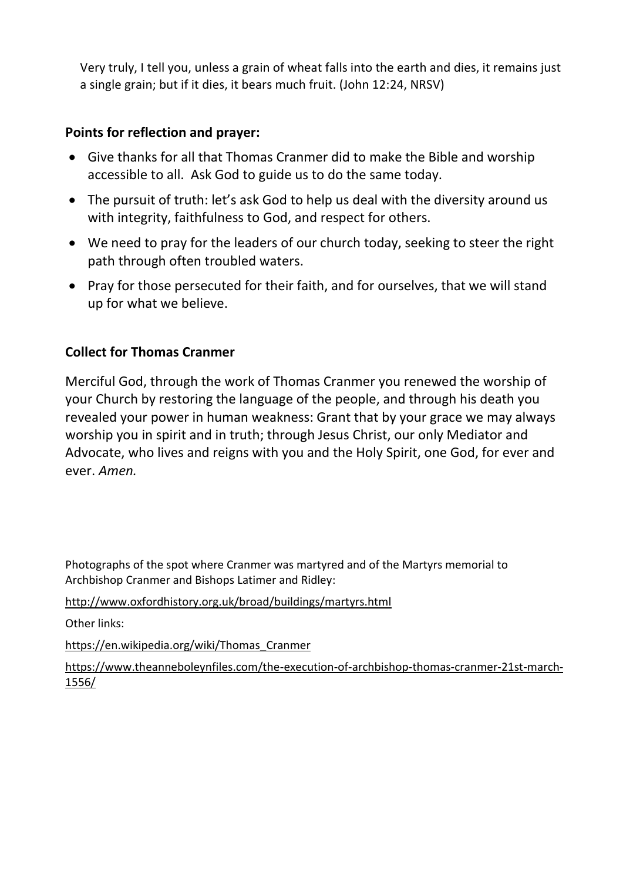Very truly, I tell you, unless a grain of wheat falls into the earth and dies, it remains just a single grain; but if it dies, it bears much fruit. (John 12:24, NRSV)

**Points for reflection and prayer:**

- Give thanks for all that Thomas Cranmer did to make the Bible and worship accessible to all. Ask God to guide us to do the same today.
- The pursuit of truth: let's ask God to help us deal with the diversity around us with integrity, faithfulness to God, and respect for others.
- We need to pray for the leaders of our church today, seeking to steer the right path through often troubled waters.
- Pray for those persecuted for their faith, and for ourselves, that we will stand up for what we believe.

**Collect for Thomas Cranmer**

Merciful God, through the work of Thomas Cranmer you renewed the worship of your Church by restoring the language of the people, and through his death you revealed your power in human weakness: Grant that by your grace we may always worship you in spirit and in truth; through Jesus Christ, our only Mediator and Advocate, who lives and reigns with you and the Holy Spirit, one God, for ever and ever. *Amen.*

Photographs of the spot where Cranmer was martyred and of the Martyrs memorial to Archbishop Cranmer and Bishops Latimer and Ridley:

http://www.oxfordhistory.org.uk/broad/buildings/martyrs.html

Other links:

https://en.wikipedia.org/wiki/Thomas_Cranmer

https://www.theanneboleynfiles.com/the-execution-of-archbishop-thomas-cranmer-21st-march-1556/